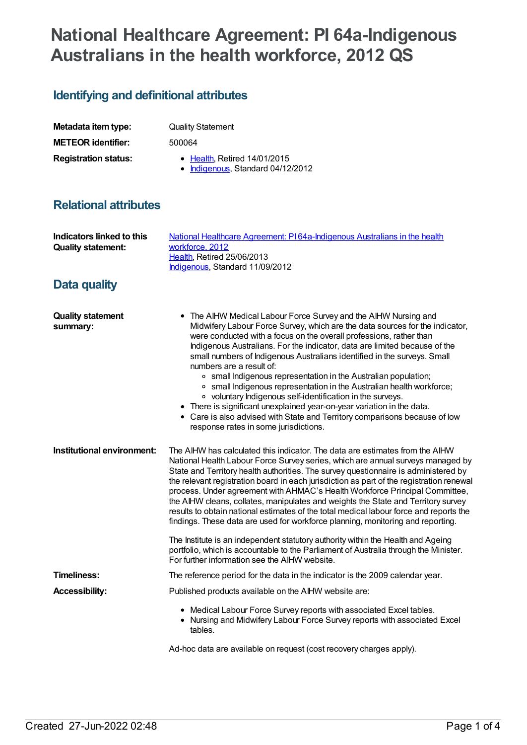# National Healthcare Agreement: PI 64a-Indigenous Australians in the health workforce, 2012 QS

## Identifying and definitional attributes

| | |
|---|---|
| **Metadata item type:** | Quality Statement |
| **METEOR identifier:** | 500064 |
| **Registration status:** | • Health, Retired 14/01/2015<br>• Indigenous, Standard 04/12/2012 |

## Relational attributes

| | |
|---|---|
| **Indicators linked to this Quality statement:** | National Healthcare Agreement: PI 64a-Indigenous Australians in the health workforce, 2012<br>Health, Retired 25/06/2013<br>Indigenous, Standard 11/09/2012 |

## Data quality

**Quality statement summary:**

- The AIHW Medical Labour Force Survey and the AIHW Nursing and Midwifery Labour Force Survey, which are the data sources for the indicator, were conducted with a focus on the overall professions, rather than Indigenous Australians. For the indicator, data are limited because of the small numbers of Indigenous Australians identified in the surveys. Small numbers are a result of:
  - small Indigenous representation in the Australian population;
  - small Indigenous representation in the Australian health workforce;
  - voluntary Indigenous self-identification in the surveys.
- There is significant unexplained year-on-year variation in the data.
- Care is also advised with State and Territory comparisons because of low response rates in some jurisdictions.

**Institutional environment:**

The AIHW has calculated this indicator. The data are estimates from the AIHW National Health Labour Force Survey series, which are annual surveys managed by State and Territory health authorities. The survey questionnaire is administered by the relevant registration board in each jurisdiction as part of the registration renewal process. Under agreement with AHMAC's Health Workforce Principal Committee, the AIHW cleans, collates, manipulates and weights the State and Territory survey results to obtain national estimates of the total medical labour force and reports the findings. These data are used for workforce planning, monitoring and reporting.

The Institute is an independent statutory authority within the Health and Ageing portfolio, which is accountable to the Parliament of Australia through the Minister. For further information see the AIHW website.

**Timeliness:**

The reference period for the data in the indicator is the 2009 calendar year.

**Accessibility:**

Published products available on the AIHW website are:

- Medical Labour Force Survey reports with associated Excel tables.
- Nursing and Midwifery Labour Force Survey reports with associated Excel tables.

Ad-hoc data are available on request (cost recovery charges apply).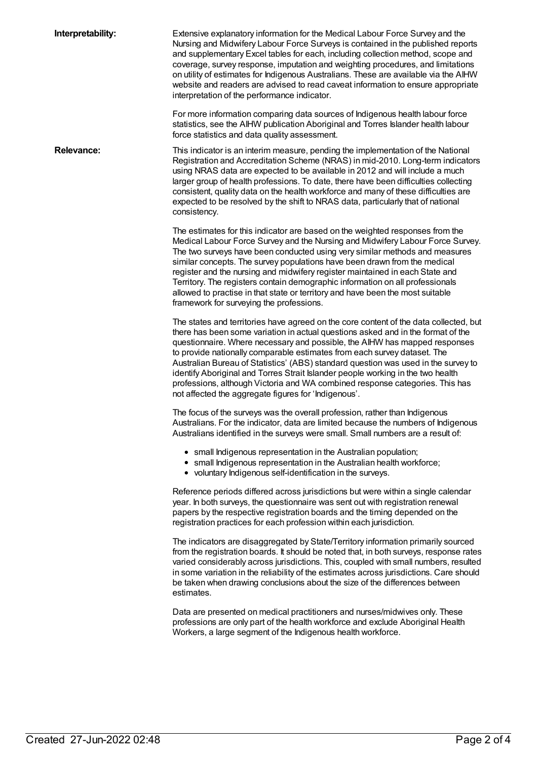**Interpretability:**

Extensive explanatory information for the Medical Labour Force Survey and the Nursing and Midwifery Labour Force Surveys is contained in the published reports and supplementary Excel tables for each, including collection method, scope and coverage, survey response, imputation and weighting procedures, and limitations on utility of estimates for Indigenous Australians. These are available via the AIHW website and readers are advised to read caveat information to ensure appropriate interpretation of the performance indicator.

For more information comparing data sources of Indigenous health labour force statistics, see the AIHW publication Aboriginal and Torres Islander health labour force statistics and data quality assessment.

**Relevance:**

This indicator is an interim measure, pending the implementation of the National Registration and Accreditation Scheme (NRAS) in mid-2010. Long-term indicators using NRAS data are expected to be available in 2012 and will include a much larger group of health professions. To date, there have been difficulties collecting consistent, quality data on the health workforce and many of these difficulties are expected to be resolved by the shift to NRAS data, particularly that of national consistency.

The estimates for this indicator are based on the weighted responses from the Medical Labour Force Survey and the Nursing and Midwifery Labour Force Survey. The two surveys have been conducted using very similar methods and measures similar concepts. The survey populations have been drawn from the medical register and the nursing and midwifery register maintained in each State and Territory. The registers contain demographic information on all professionals allowed to practise in that state or territory and have been the most suitable framework for surveying the professions.

The states and territories have agreed on the core content of the data collected, but there has been some variation in actual questions asked and in the format of the questionnaire. Where necessary and possible, the AIHW has mapped responses to provide nationally comparable estimates from each survey dataset. The Australian Bureau of Statistics' (ABS) standard question was used in the survey to identify Aboriginal and Torres Strait Islander people working in the two health professions, although Victoria and WA combined response categories. This has not affected the aggregate figures for 'Indigenous'.

The focus of the surveys was the overall profession, rather than Indigenous Australians. For the indicator, data are limited because the numbers of Indigenous Australians identified in the surveys were small. Small numbers are a result of:

- small Indigenous representation in the Australian population;
- small Indigenous representation in the Australian health workforce;
- voluntary Indigenous self-identification in the surveys.

Reference periods differed across jurisdictions but were within a single calendar year. In both surveys, the questionnaire was sent out with registration renewal papers by the respective registration boards and the timing depended on the registration practices for each profession within each jurisdiction.

The indicators are disaggregated by State/Territory information primarily sourced from the registration boards. It should be noted that, in both surveys, response rates varied considerably across jurisdictions. This, coupled with small numbers, resulted in some variation in the reliability of the estimates across jurisdictions. Care should be taken when drawing conclusions about the size of the differences between estimates.

Data are presented on medical practitioners and nurses/midwives only. These professions are only part of the health workforce and exclude Aboriginal Health Workers, a large segment of the Indigenous health workforce.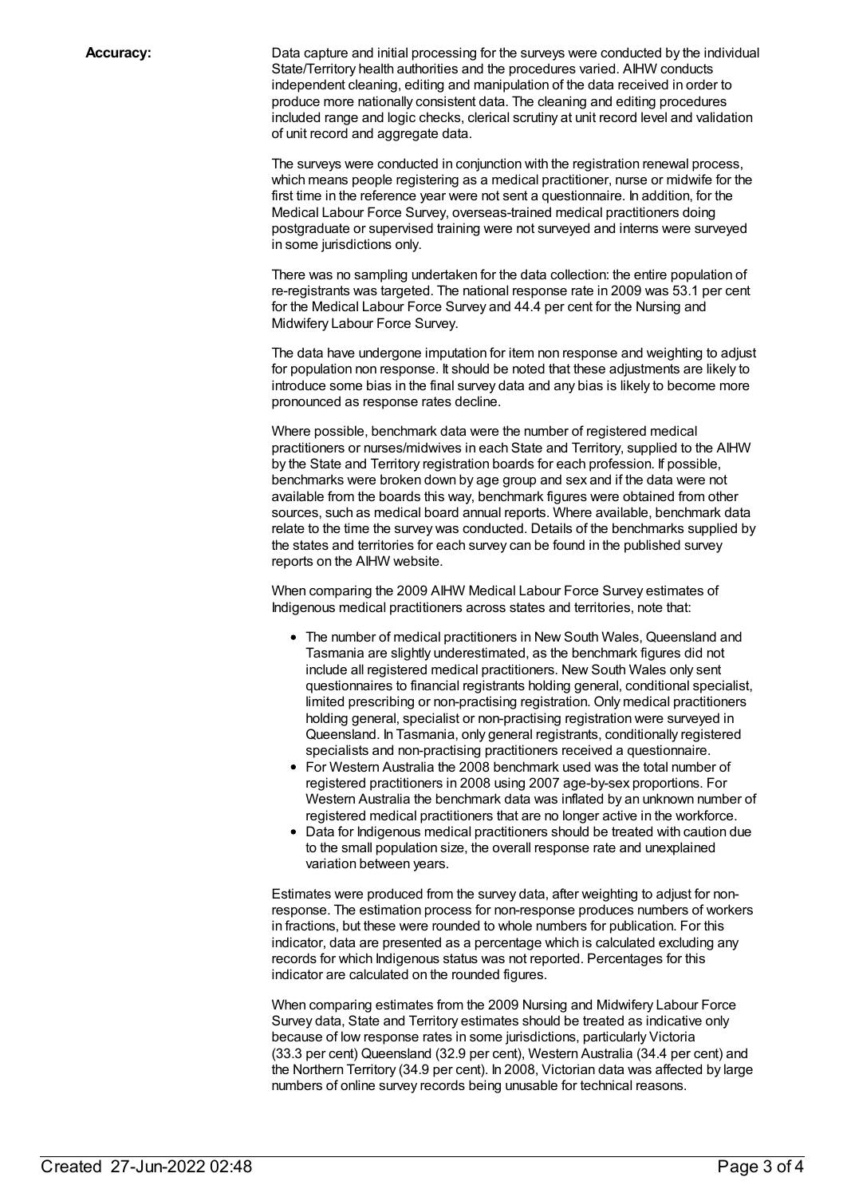**Accuracy:**

Data capture and initial processing for the surveys were conducted by the individual State/Territory health authorities and the procedures varied. AIHW conducts independent cleaning, editing and manipulation of the data received in order to produce more nationally consistent data. The cleaning and editing procedures included range and logic checks, clerical scrutiny at unit record level and validation of unit record and aggregate data.

The surveys were conducted in conjunction with the registration renewal process, which means people registering as a medical practitioner, nurse or midwife for the first time in the reference year were not sent a questionnaire. In addition, for the Medical Labour Force Survey, overseas-trained medical practitioners doing postgraduate or supervised training were not surveyed and interns were surveyed in some jurisdictions only.

There was no sampling undertaken for the data collection: the entire population of re-registrants was targeted. The national response rate in 2009 was 53.1 per cent for the Medical Labour Force Survey and 44.4 per cent for the Nursing and Midwifery Labour Force Survey.

The data have undergone imputation for item non response and weighting to adjust for population non response. It should be noted that these adjustments are likely to introduce some bias in the final survey data and any bias is likely to become more pronounced as response rates decline.

Where possible, benchmark data were the number of registered medical practitioners or nurses/midwives in each State and Territory, supplied to the AIHW by the State and Territory registration boards for each profession. If possible, benchmarks were broken down by age group and sex and if the data were not available from the boards this way, benchmark figures were obtained from other sources, such as medical board annual reports. Where available, benchmark data relate to the time the survey was conducted. Details of the benchmarks supplied by the states and territories for each survey can be found in the published survey reports on the AIHW website.

When comparing the 2009 AIHW Medical Labour Force Survey estimates of Indigenous medical practitioners across states and territories, note that:

- The number of medical practitioners in New South Wales, Queensland and Tasmania are slightly underestimated, as the benchmark figures did not include all registered medical practitioners. New South Wales only sent questionnaires to financial registrants holding general, conditional specialist, limited prescribing or non-practising registration. Only medical practitioners holding general, specialist or non-practising registration were surveyed in Queensland. In Tasmania, only general registrants, conditionally registered specialists and non-practising practitioners received a questionnaire.
- For Western Australia the 2008 benchmark used was the total number of registered practitioners in 2008 using 2007 age-by-sex proportions. For Western Australia the benchmark data was inflated by an unknown number of registered medical practitioners that are no longer active in the workforce.
- Data for Indigenous medical practitioners should be treated with caution due to the small population size, the overall response rate and unexplained variation between years.

Estimates were produced from the survey data, after weighting to adjust for non-response. The estimation process for non-response produces numbers of workers in fractions, but these were rounded to whole numbers for publication. For this indicator, data are presented as a percentage which is calculated excluding any records for which Indigenous status was not reported. Percentages for this indicator are calculated on the rounded figures.

When comparing estimates from the 2009 Nursing and Midwifery Labour Force Survey data, State and Territory estimates should be treated as indicative only because of low response rates in some jurisdictions, particularly Victoria (33.3 per cent) Queensland (32.9 per cent), Western Australia (34.4 per cent) and the Northern Territory (34.9 per cent). In 2008, Victorian data was affected by large numbers of online survey records being unusable for technical reasons.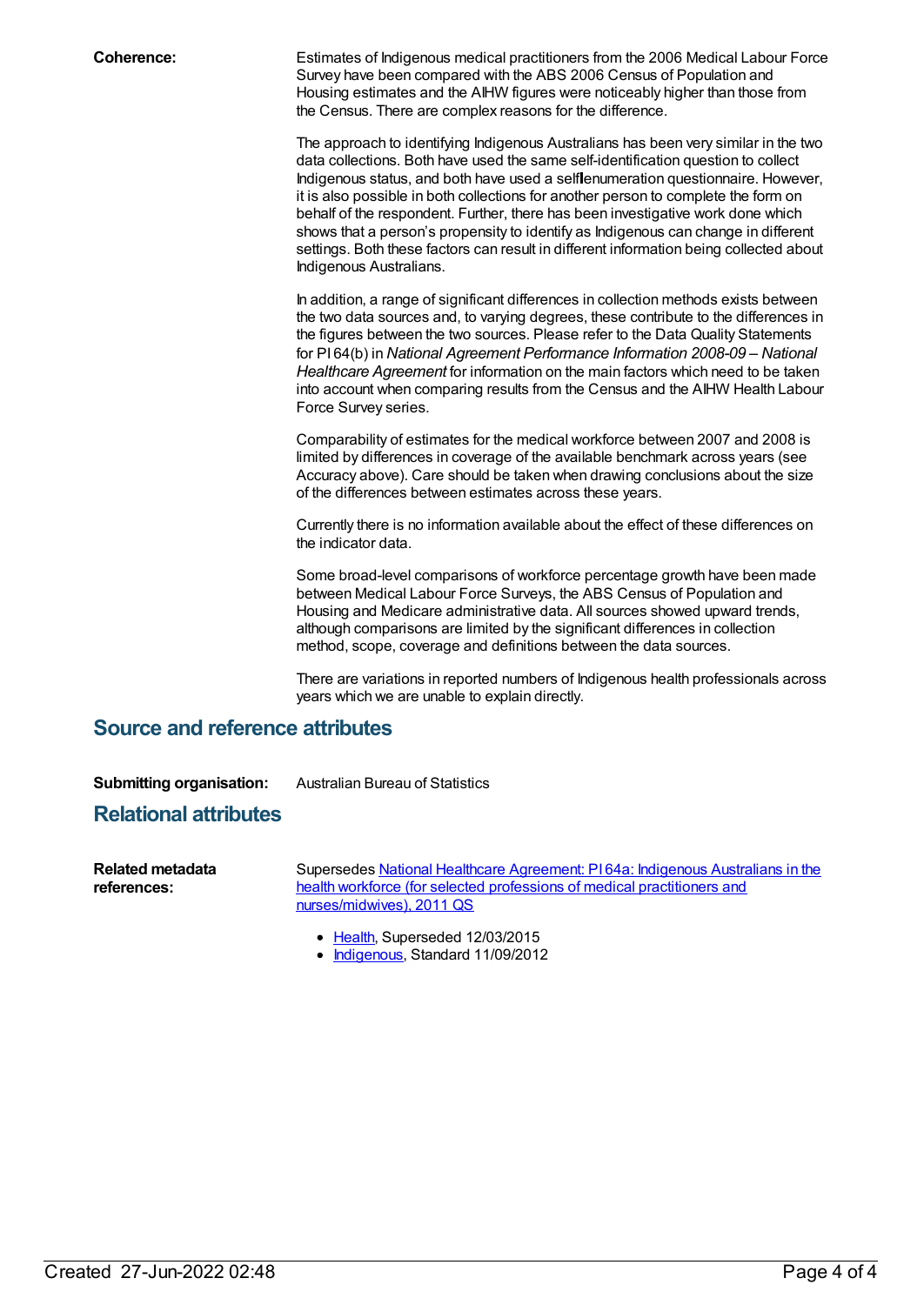**Coherence:** Estimates of Indigenous medical practitioners from the 2006 Medical Labour Force Survey have been compared with the ABS 2006 Census of Population and Housing estimates and the AIHW figures were noticeably higher than those from the Census. There are complex reasons for the difference.

The approach to identifying Indigenous Australians has been very similar in the two data collections. Both have used the same self-identification question to collect Indigenous status, and both have used a self‑enumeration questionnaire. However, it is also possible in both collections for another person to complete the form on behalf of the respondent. Further, there has been investigative work done which shows that a person's propensity to identify as Indigenous can change in different settings. Both these factors can result in different information being collected about Indigenous Australians.

In addition, a range of significant differences in collection methods exists between the two data sources and, to varying degrees, these contribute to the differences in the figures between the two sources. Please refer to the Data Quality Statements for PI 64(b) in *National Agreement Performance Information 2008-09 – National Healthcare Agreement* for information on the main factors which need to be taken into account when comparing results from the Census and the AIHW Health Labour Force Survey series.

Comparability of estimates for the medical workforce between 2007 and 2008 is limited by differences in coverage of the available benchmark across years (see Accuracy above). Care should be taken when drawing conclusions about the size of the differences between estimates across these years.

Currently there is no information available about the effect of these differences on the indicator data.

Some broad-level comparisons of workforce percentage growth have been made between Medical Labour Force Surveys, the ABS Census of Population and Housing and Medicare administrative data. All sources showed upward trends, although comparisons are limited by the significant differences in collection method, scope, coverage and definitions between the data sources.

There are variations in reported numbers of Indigenous health professionals across years which we are unable to explain directly.

## Source and reference attributes

**Submitting organisation:** Australian Bureau of Statistics

## Relational attributes

**Related metadata references:** Supersedes National Healthcare Agreement: PI 64a: Indigenous Australians in the health workforce (for selected professions of medical practitioners and nurses/midwives), 2011 QS

- Health, Superseded 12/03/2015
- Indigenous, Standard 11/09/2012